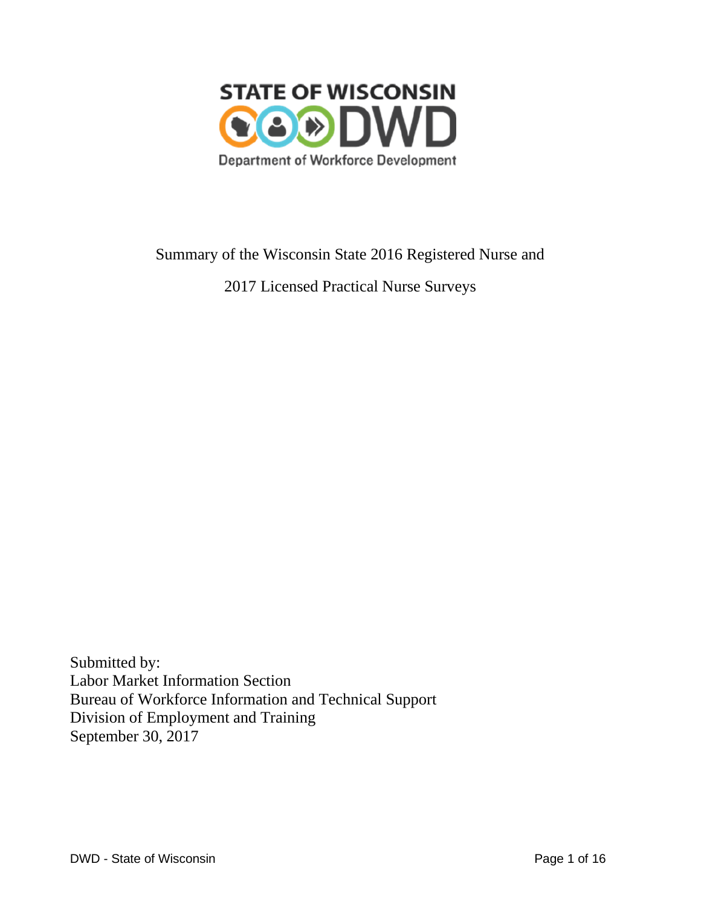STATE OF WISCONSIN DWD

Department of Workforce Development

# Summary of the Wisconsin State 2016 Registered Nurse and 2017 Licensed Practical Nurse Surveys

Submitted by:
Labor Market Information Section
Bureau of Workforce Information and Technical Support
Division of Employment and Training
September 30, 2017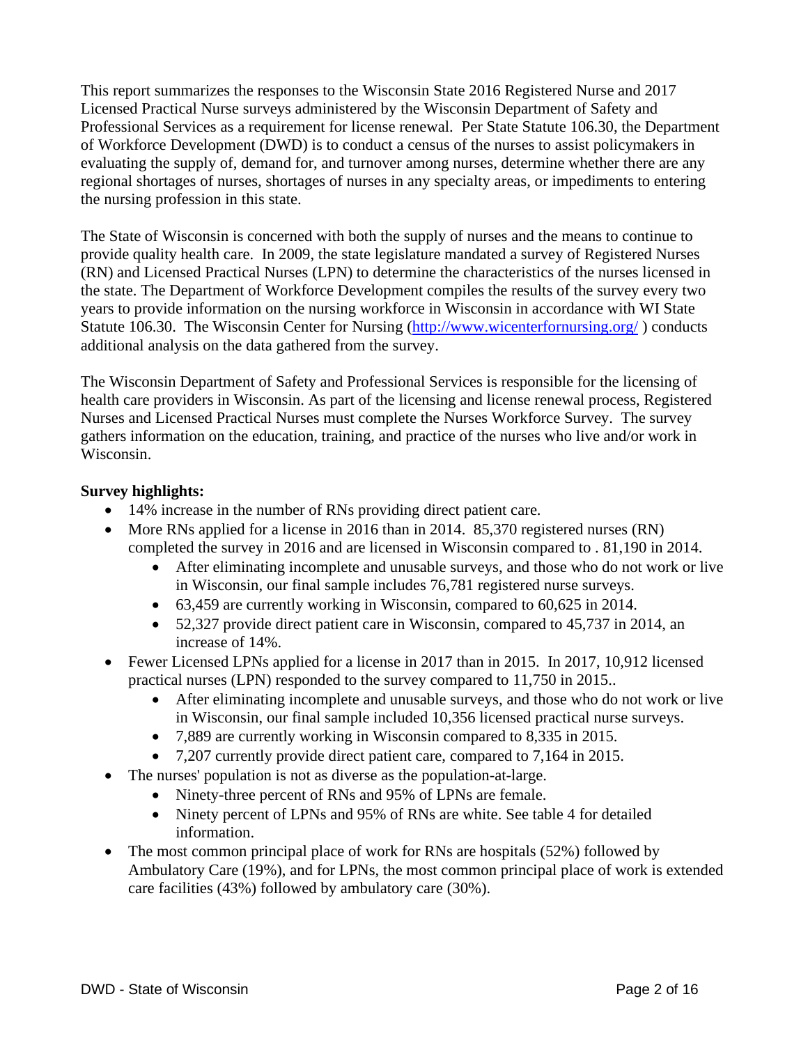This report summarizes the responses to the Wisconsin State 2016 Registered Nurse and 2017 Licensed Practical Nurse surveys administered by the Wisconsin Department of Safety and Professional Services as a requirement for license renewal. Per State Statute 106.30, the Department of Workforce Development (DWD) is to conduct a census of the nurses to assist policymakers in evaluating the supply of, demand for, and turnover among nurses, determine whether there are any regional shortages of nurses, shortages of nurses in any specialty areas, or impediments to entering the nursing profession in this state.

The State of Wisconsin is concerned with both the supply of nurses and the means to continue to provide quality health care. In 2009, the state legislature mandated a survey of Registered Nurses (RN) and Licensed Practical Nurses (LPN) to determine the characteristics of the nurses licensed in the state. The Department of Workforce Development compiles the results of the survey every two years to provide information on the nursing workforce in Wisconsin in accordance with WI State Statute 106.30. The Wisconsin Center for Nursing (http://www.wicenterfornursing.org/ ) conducts additional analysis on the data gathered from the survey.

The Wisconsin Department of Safety and Professional Services is responsible for the licensing of health care providers in Wisconsin. As part of the licensing and license renewal process, Registered Nurses and Licensed Practical Nurses must complete the Nurses Workforce Survey. The survey gathers information on the education, training, and practice of the nurses who live and/or work in Wisconsin.

**Survey highlights:**

- 14% increase in the number of RNs providing direct patient care.
- More RNs applied for a license in 2016 than in 2014. 85,370 registered nurses (RN) completed the survey in 2016 and are licensed in Wisconsin compared to . 81,190 in 2014.
  - After eliminating incomplete and unusable surveys, and those who do not work or live in Wisconsin, our final sample includes 76,781 registered nurse surveys.
  - 63,459 are currently working in Wisconsin, compared to 60,625 in 2014.
  - 52,327 provide direct patient care in Wisconsin, compared to 45,737 in 2014, an increase of 14%.
- Fewer Licensed LPNs applied for a license in 2017 than in 2015. In 2017, 10,912 licensed practical nurses (LPN) responded to the survey compared to 11,750 in 2015..
  - After eliminating incomplete and unusable surveys, and those who do not work or live in Wisconsin, our final sample included 10,356 licensed practical nurse surveys.
  - 7,889 are currently working in Wisconsin compared to 8,335 in 2015.
  - 7,207 currently provide direct patient care, compared to 7,164 in 2015.
- The nurses' population is not as diverse as the population-at-large.
  - Ninety-three percent of RNs and 95% of LPNs are female.
  - Ninety percent of LPNs and 95% of RNs are white. See table 4 for detailed information.
- The most common principal place of work for RNs are hospitals (52%) followed by Ambulatory Care (19%), and for LPNs, the most common principal place of work is extended care facilities (43%) followed by ambulatory care (30%).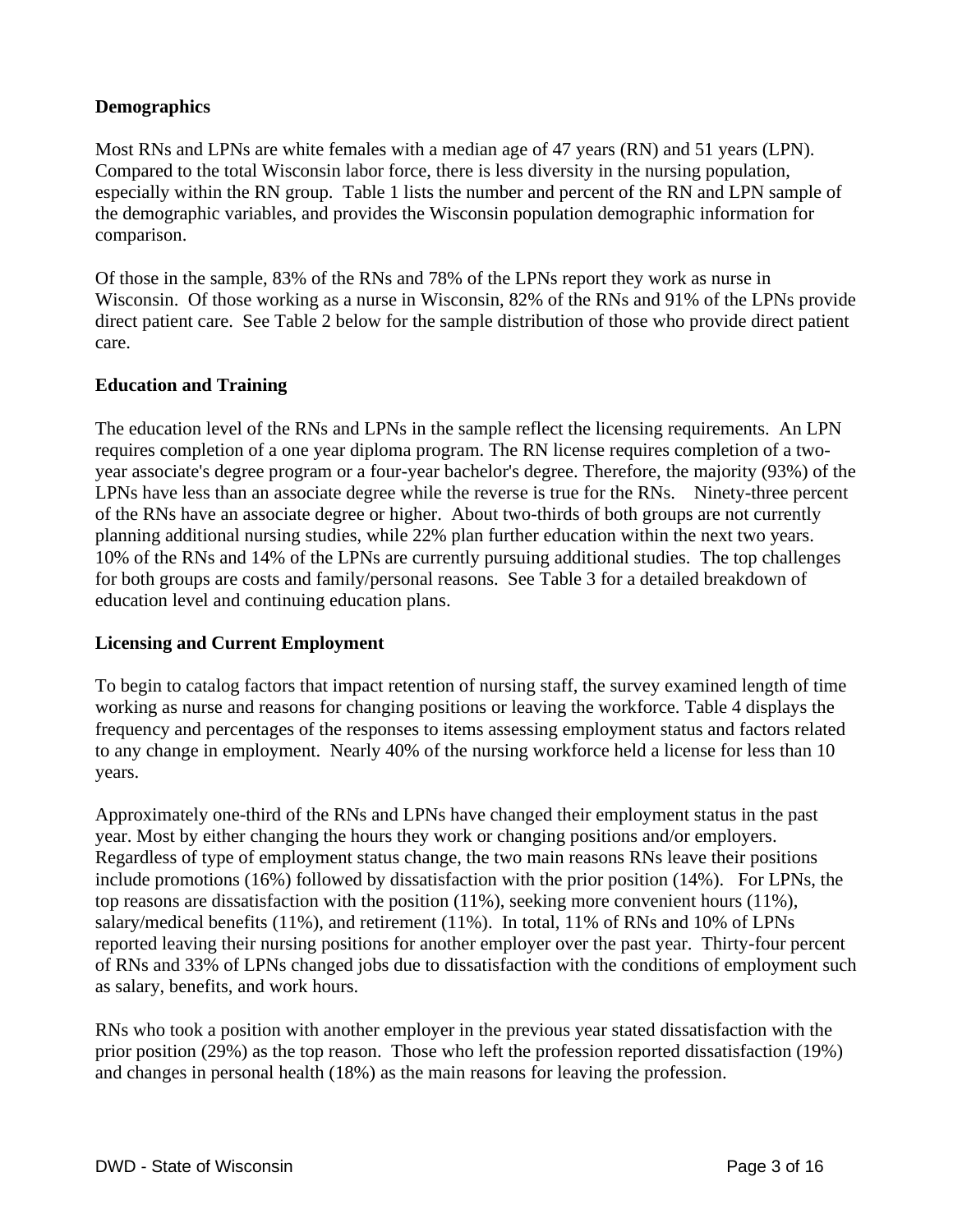## Demographics

Most RNs and LPNs are white females with a median age of 47 years (RN) and 51 years (LPN). Compared to the total Wisconsin labor force, there is less diversity in the nursing population, especially within the RN group. Table 1 lists the number and percent of the RN and LPN sample of the demographic variables, and provides the Wisconsin population demographic information for comparison.

Of those in the sample, 83% of the RNs and 78% of the LPNs report they work as nurse in Wisconsin. Of those working as a nurse in Wisconsin, 82% of the RNs and 91% of the LPNs provide direct patient care. See Table 2 below for the sample distribution of those who provide direct patient care.

## Education and Training

The education level of the RNs and LPNs in the sample reflect the licensing requirements. An LPN requires completion of a one year diploma program. The RN license requires completion of a two-year associate's degree program or a four-year bachelor's degree. Therefore, the majority (93%) of the LPNs have less than an associate degree while the reverse is true for the RNs. Ninety-three percent of the RNs have an associate degree or higher. About two-thirds of both groups are not currently planning additional nursing studies, while 22% plan further education within the next two years. 10% of the RNs and 14% of the LPNs are currently pursuing additional studies. The top challenges for both groups are costs and family/personal reasons. See Table 3 for a detailed breakdown of education level and continuing education plans.

## Licensing and Current Employment

To begin to catalog factors that impact retention of nursing staff, the survey examined length of time working as nurse and reasons for changing positions or leaving the workforce. Table 4 displays the frequency and percentages of the responses to items assessing employment status and factors related to any change in employment. Nearly 40% of the nursing workforce held a license for less than 10 years.

Approximately one-third of the RNs and LPNs have changed their employment status in the past year. Most by either changing the hours they work or changing positions and/or employers. Regardless of type of employment status change, the two main reasons RNs leave their positions include promotions (16%) followed by dissatisfaction with the prior position (14%). For LPNs, the top reasons are dissatisfaction with the position (11%), seeking more convenient hours (11%), salary/medical benefits (11%), and retirement (11%). In total, 11% of RNs and 10% of LPNs reported leaving their nursing positions for another employer over the past year. Thirty-four percent of RNs and 33% of LPNs changed jobs due to dissatisfaction with the conditions of employment such as salary, benefits, and work hours.

RNs who took a position with another employer in the previous year stated dissatisfaction with the prior position (29%) as the top reason. Those who left the profession reported dissatisfaction (19%) and changes in personal health (18%) as the main reasons for leaving the profession.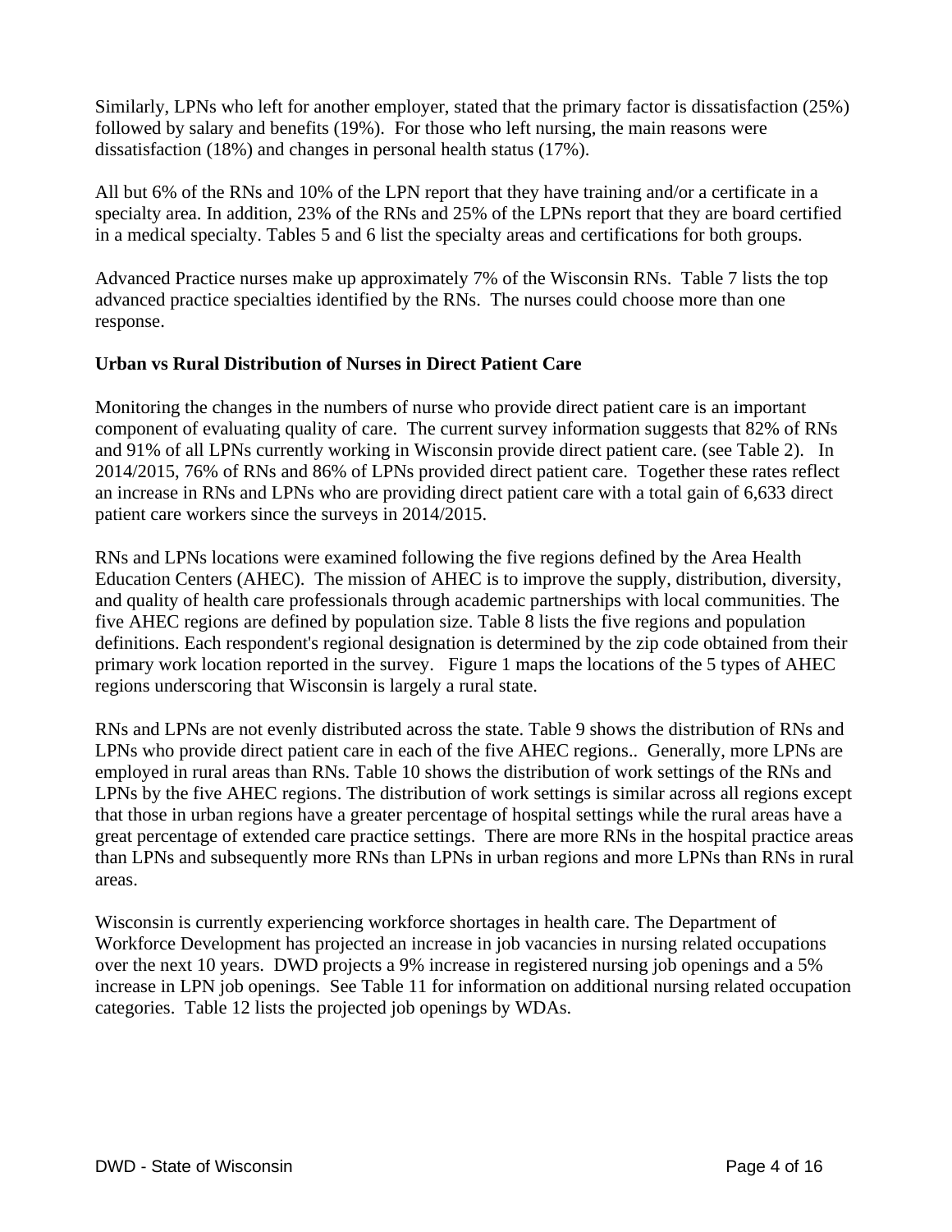Similarly, LPNs who left for another employer, stated that the primary factor is dissatisfaction (25%) followed by salary and benefits (19%). For those who left nursing, the main reasons were dissatisfaction (18%) and changes in personal health status (17%).

All but 6% of the RNs and 10% of the LPN report that they have training and/or a certificate in a specialty area. In addition, 23% of the RNs and 25% of the LPNs report that they are board certified in a medical specialty. Tables 5 and 6 list the specialty areas and certifications for both groups.

Advanced Practice nurses make up approximately 7% of the Wisconsin RNs. Table 7 lists the top advanced practice specialties identified by the RNs. The nurses could choose more than one response.

**Urban vs Rural Distribution of Nurses in Direct Patient Care**

Monitoring the changes in the numbers of nurse who provide direct patient care is an important component of evaluating quality of care. The current survey information suggests that 82% of RNs and 91% of all LPNs currently working in Wisconsin provide direct patient care. (see Table 2). In 2014/2015, 76% of RNs and 86% of LPNs provided direct patient care. Together these rates reflect an increase in RNs and LPNs who are providing direct patient care with a total gain of 6,633 direct patient care workers since the surveys in 2014/2015.

RNs and LPNs locations were examined following the five regions defined by the Area Health Education Centers (AHEC). The mission of AHEC is to improve the supply, distribution, diversity, and quality of health care professionals through academic partnerships with local communities. The five AHEC regions are defined by population size. Table 8 lists the five regions and population definitions. Each respondent's regional designation is determined by the zip code obtained from their primary work location reported in the survey. Figure 1 maps the locations of the 5 types of AHEC regions underscoring that Wisconsin is largely a rural state.

RNs and LPNs are not evenly distributed across the state. Table 9 shows the distribution of RNs and LPNs who provide direct patient care in each of the five AHEC regions.. Generally, more LPNs are employed in rural areas than RNs. Table 10 shows the distribution of work settings of the RNs and LPNs by the five AHEC regions. The distribution of work settings is similar across all regions except that those in urban regions have a greater percentage of hospital settings while the rural areas have a great percentage of extended care practice settings. There are more RNs in the hospital practice areas than LPNs and subsequently more RNs than LPNs in urban regions and more LPNs than RNs in rural areas.

Wisconsin is currently experiencing workforce shortages in health care. The Department of Workforce Development has projected an increase in job vacancies in nursing related occupations over the next 10 years. DWD projects a 9% increase in registered nursing job openings and a 5% increase in LPN job openings. See Table 11 for information on additional nursing related occupation categories. Table 12 lists the projected job openings by WDAs.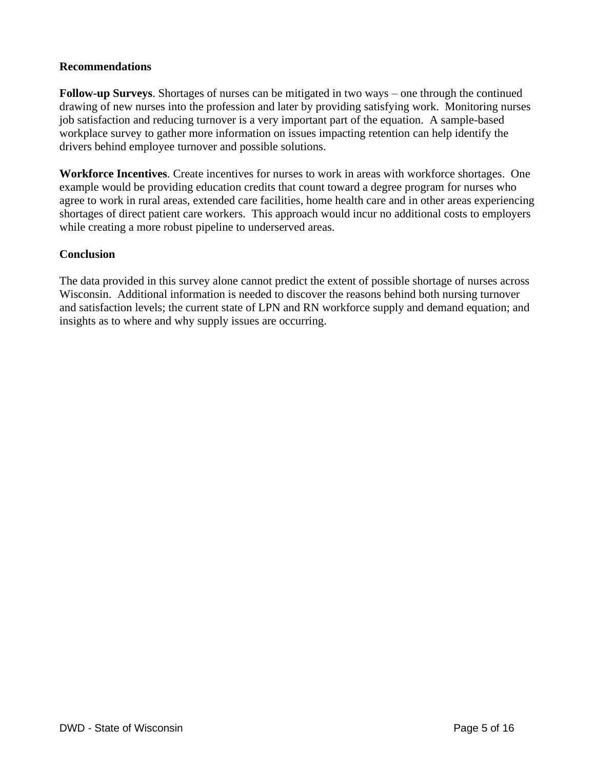**Recommendations**

**Follow-up Surveys**. Shortages of nurses can be mitigated in two ways – one through the continued drawing of new nurses into the profession and later by providing satisfying work.  Monitoring nurses job satisfaction and reducing turnover is a very important part of the equation.  A sample-based workplace survey to gather more information on issues impacting retention can help identify the drivers behind employee turnover and possible solutions.

**Workforce Incentives**. Create incentives for nurses to work in areas with workforce shortages.  One example would be providing education credits that count toward a degree program for nurses who agree to work in rural areas, extended care facilities, home health care and in other areas experiencing shortages of direct patient care workers.  This approach would incur no additional costs to employers while creating a more robust pipeline to underserved areas.

**Conclusion**

The data provided in this survey alone cannot predict the extent of possible shortage of nurses across Wisconsin.  Additional information is needed to discover the reasons behind both nursing turnover and satisfaction levels; the current state of LPN and RN workforce supply and demand equation; and insights as to where and why supply issues are occurring.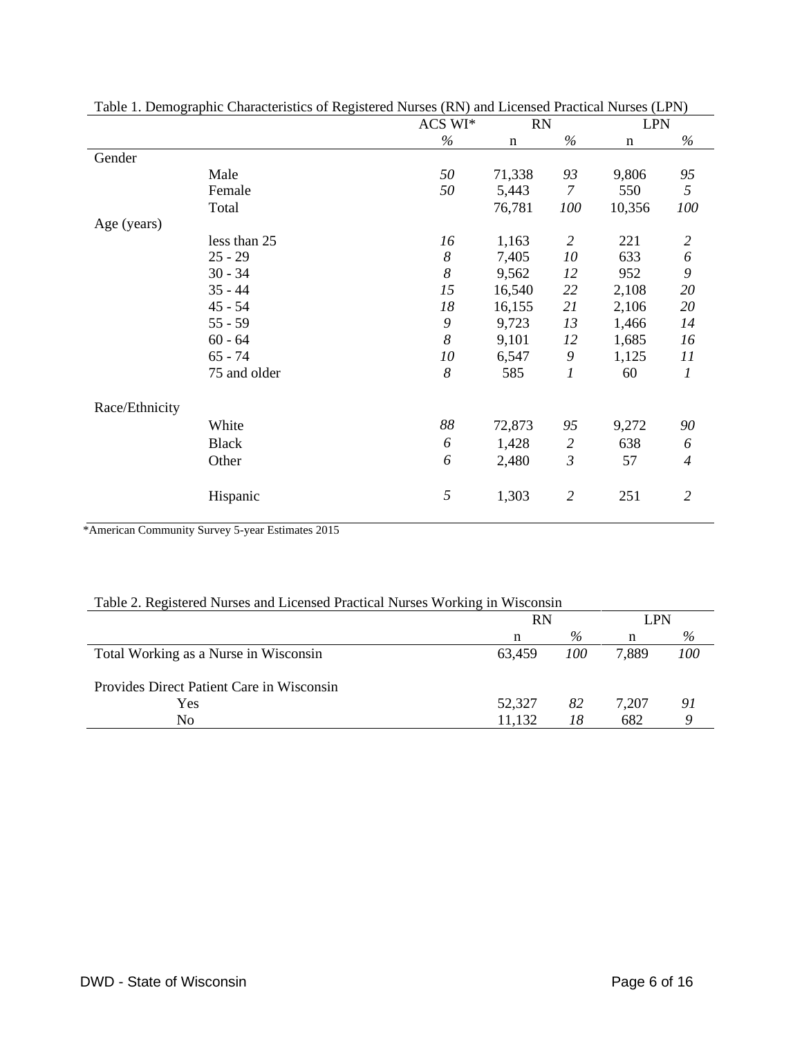Table 1. Demographic Characteristics of Registered Nurses (RN) and Licensed Practical Nurses (LPN)

| | | ACS WI* | RN | | LPN | |
|---|---|---|---|---|---|---|
| | | *%* | n | *%* | n | *%* |
| Gender | | | | | | |
| | Male | *50* | 71,338 | *93* | 9,806 | *95* |
| | Female | *50* | 5,443 | *7* | 550 | *5* |
| | Total | | 76,781 | *100* | 10,356 | *100* |
| Age (years) | | | | | | |
| | less than 25 | *16* | 1,163 | *2* | 221 | *2* |
| | 25 - 29 | *8* | 7,405 | *10* | 633 | *6* |
| | 30 - 34 | *8* | 9,562 | *12* | 952 | *9* |
| | 35 - 44 | *15* | 16,540 | *22* | 2,108 | *20* |
| | 45 - 54 | *18* | 16,155 | *21* | 2,106 | *20* |
| | 55 - 59 | *9* | 9,723 | *13* | 1,466 | *14* |
| | 60 - 64 | *8* | 9,101 | *12* | 1,685 | *16* |
| | 65 - 74 | *10* | 6,547 | *9* | 1,125 | *11* |
| | 75 and older | *8* | 585 | *1* | 60 | *1* |
| Race/Ethnicity | | | | | | |
| | White | *88* | 72,873 | *95* | 9,272 | *90* |
| | Black | *6* | 1,428 | *2* | 638 | *6* |
| | Other | *6* | 2,480 | *3* | 57 | *4* |
| | Hispanic | *5* | 1,303 | *2* | 251 | *2* |

*American Community Survey 5-year Estimates 2015

Table 2. Registered Nurses and Licensed Practical Nurses Working in Wisconsin

| | RN | | LPN | |
|---|---|---|---|---|
| | n | *%* | n | *%* |
| Total Working as a Nurse in Wisconsin | 63,459 | *100* | 7,889 | *100* |
| Provides Direct Patient Care in Wisconsin | | | | |
| Yes | 52,327 | *82* | 7,207 | *91* |
| No | 11,132 | *18* | 682 | *9* |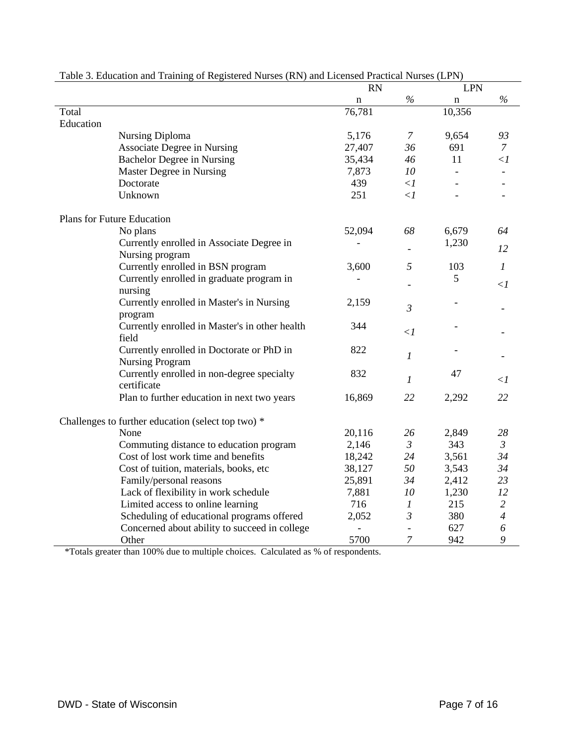Table 3. Education and Training of Registered Nurses (RN) and Licensed Practical Nurses (LPN)

| | RN | | LPN | |
|---|---|---|---|---|
| | n | % | n | % |
| Total | 76,781 | | 10,356 | |
| Education | | | | |
| Nursing Diploma | 5,176 | *7* | 9,654 | *93* |
| Associate Degree in Nursing | 27,407 | *36* | 691 | *7* |
| Bachelor Degree in Nursing | 35,434 | *46* | 11 | *<1* |
| Master Degree in Nursing | 7,873 | *10* | - | - |
| Doctorate | 439 | *<1* | - | - |
| Unknown | 251 | *<1* | - | - |
| Plans for Future Education | | | | |
| No plans | 52,094 | *68* | 6,679 | *64* |
| Currently enrolled in Associate Degree in Nursing program | - | - | 1,230 | *12* |
| Currently enrolled in BSN program | 3,600 | *5* | 103 | *1* |
| Currently enrolled in graduate program in nursing | - | - | 5 | *<1* |
| Currently enrolled in Master's in Nursing program | 2,159 | *3* | - | - |
| Currently enrolled in Master's in other health field | 344 | *<1* | - | - |
| Currently enrolled in Doctorate or PhD in Nursing Program | 822 | *1* | - | - |
| Currently enrolled in non-degree specialty certificate | 832 | *1* | 47 | *<1* |
| Plan to further education in next two years | 16,869 | *22* | 2,292 | *22* |
| Challenges to further education (select top two) * | | | | |
| None | 20,116 | *26* | 2,849 | *28* |
| Commuting distance to education program | 2,146 | *3* | 343 | *3* |
| Cost of lost work time and benefits | 18,242 | *24* | 3,561 | *34* |
| Cost of tuition, materials, books, etc | 38,127 | *50* | 3,543 | *34* |
| Family/personal reasons | 25,891 | *34* | 2,412 | *23* |
| Lack of flexibility in work schedule | 7,881 | *10* | 1,230 | *12* |
| Limited access to online learning | 716 | *1* | 215 | *2* |
| Scheduling of educational programs offered | 2,052 | *3* | 380 | *4* |
| Concerned about ability to succeed in college | - | - | 627 | *6* |
| Other | 5700 | *7* | 942 | *9* |

*Totals greater than 100% due to multiple choices. Calculated as % of respondents.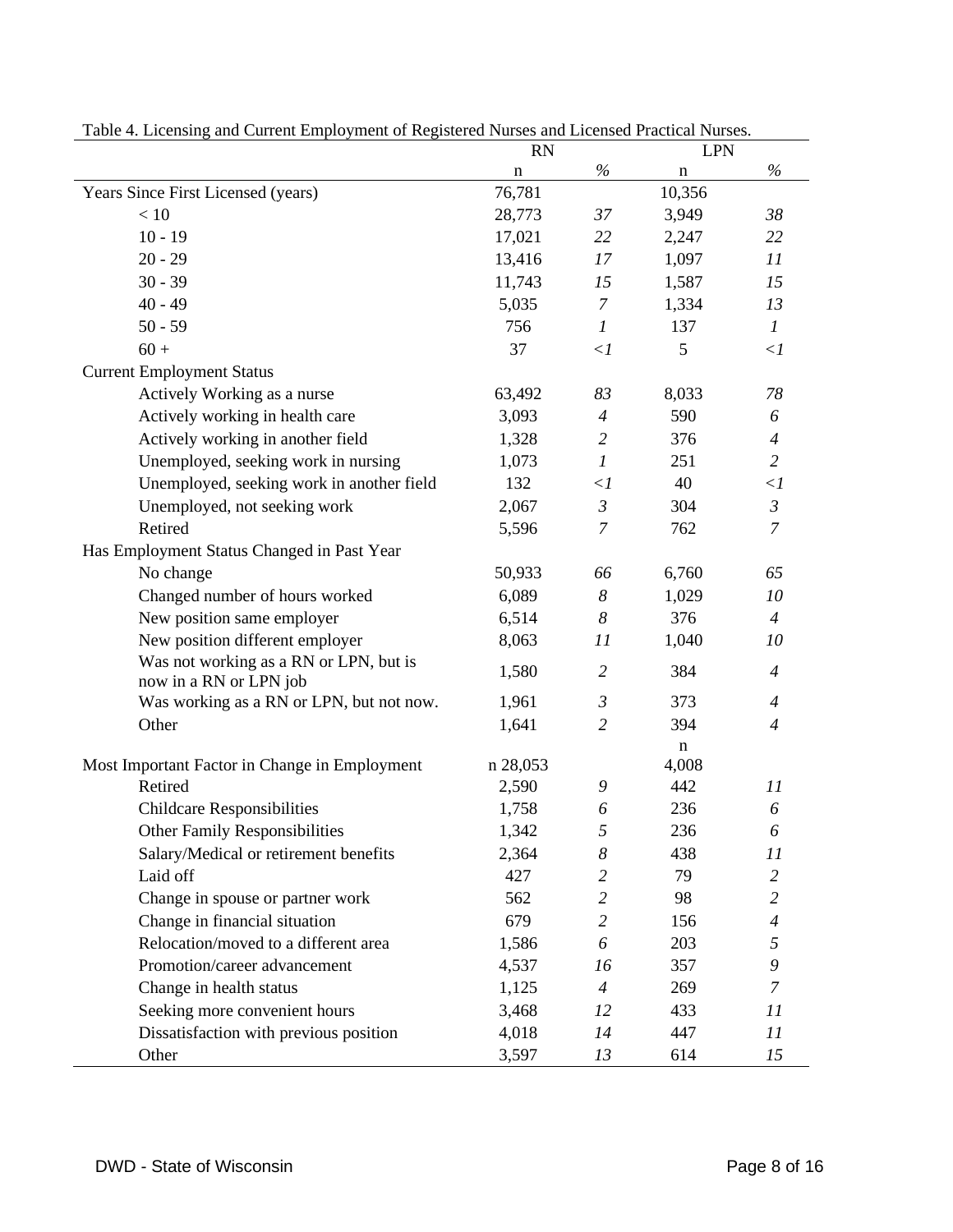Table 4. Licensing and Current Employment of Registered Nurses and Licensed Practical Nurses.

| | RN | | LPN | |
|---|---|---|---|---|
| | n | % | n | % |
| Years Since First Licensed (years) | 76,781 | | 10,356 | |
| < 10 | 28,773 | *37* | 3,949 | *38* |
| 10 - 19 | 17,021 | *22* | 2,247 | *22* |
| 20 - 29 | 13,416 | *17* | 1,097 | *11* |
| 30 - 39 | 11,743 | *15* | 1,587 | *15* |
| 40 - 49 | 5,035 | *7* | 1,334 | *13* |
| 50 - 59 | 756 | *1* | 137 | *1* |
| 60 + | 37 | *<1* | 5 | *<1* |
| Current Employment Status | | | | |
| Actively Working as a nurse | 63,492 | *83* | 8,033 | *78* |
| Actively working in health care | 3,093 | *4* | 590 | *6* |
| Actively working in another field | 1,328 | *2* | 376 | *4* |
| Unemployed, seeking work in nursing | 1,073 | *1* | 251 | *2* |
| Unemployed, seeking work in another field | 132 | *<1* | 40 | *<1* |
| Unemployed, not seeking work | 2,067 | *3* | 304 | *3* |
| Retired | 5,596 | *7* | 762 | *7* |
| Has Employment Status Changed in Past Year | | | | |
| No change | 50,933 | *66* | 6,760 | *65* |
| Changed number of hours worked | 6,089 | *8* | 1,029 | *10* |
| New position same employer | 6,514 | *8* | 376 | *4* |
| New position different employer | 8,063 | *11* | 1,040 | *10* |
| Was not working as a RN or LPN, but is now in a RN or LPN job | 1,580 | *2* | 384 | *4* |
| Was working as a RN or LPN, but not now. | 1,961 | *3* | 373 | *4* |
| Other | 1,641 | *2* | 394 | *4* |
| Most Important Factor in Change in Employment | n 28,053 | | n 4,008 | |
| Retired | 2,590 | *9* | 442 | *11* |
| Childcare Responsibilities | 1,758 | *6* | 236 | *6* |
| Other Family Responsibilities | 1,342 | *5* | 236 | *6* |
| Salary/Medical or retirement benefits | 2,364 | *8* | 438 | *11* |
| Laid off | 427 | *2* | 79 | *2* |
| Change in spouse or partner work | 562 | *2* | 98 | *2* |
| Change in financial situation | 679 | *2* | 156 | *4* |
| Relocation/moved to a different area | 1,586 | *6* | 203 | *5* |
| Promotion/career advancement | 4,537 | *16* | 357 | *9* |
| Change in health status | 1,125 | *4* | 269 | *7* |
| Seeking more convenient hours | 3,468 | *12* | 433 | *11* |
| Dissatisfaction with previous position | 4,018 | *14* | 447 | *11* |
| Other | 3,597 | *13* | 614 | *15* |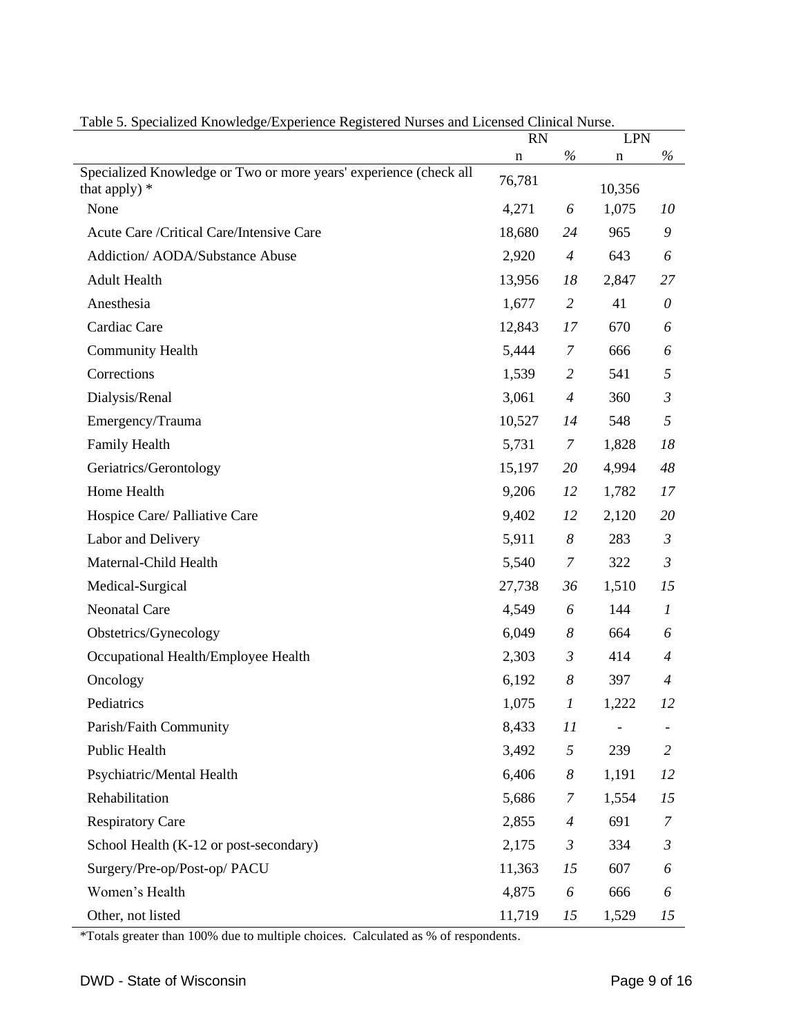Table 5. Specialized Knowledge/Experience Registered Nurses and Licensed Clinical Nurse.

| | RN | | LPN | |
|---|---|---|---|---|
| | n | *%* | n | *%* |
| Specialized Knowledge or Two or more years' experience (check all that apply) * | 76,781 | | 10,356 | |
| None | 4,271 | *6* | 1,075 | *10* |
| Acute Care /Critical Care/Intensive Care | 18,680 | *24* | 965 | *9* |
| Addiction/ AODA/Substance Abuse | 2,920 | *4* | 643 | *6* |
| Adult Health | 13,956 | *18* | 2,847 | *27* |
| Anesthesia | 1,677 | *2* | 41 | *0* |
| Cardiac Care | 12,843 | *17* | 670 | *6* |
| Community Health | 5,444 | *7* | 666 | *6* |
| Corrections | 1,539 | *2* | 541 | *5* |
| Dialysis/Renal | 3,061 | *4* | 360 | *3* |
| Emergency/Trauma | 10,527 | *14* | 548 | *5* |
| Family Health | 5,731 | *7* | 1,828 | *18* |
| Geriatrics/Gerontology | 15,197 | *20* | 4,994 | *48* |
| Home Health | 9,206 | *12* | 1,782 | *17* |
| Hospice Care/ Palliative Care | 9,402 | *12* | 2,120 | *20* |
| Labor and Delivery | 5,911 | *8* | 283 | *3* |
| Maternal-Child Health | 5,540 | *7* | 322 | *3* |
| Medical-Surgical | 27,738 | *36* | 1,510 | *15* |
| Neonatal Care | 4,549 | *6* | 144 | *1* |
| Obstetrics/Gynecology | 6,049 | *8* | 664 | *6* |
| Occupational Health/Employee Health | 2,303 | *3* | 414 | *4* |
| Oncology | 6,192 | *8* | 397 | *4* |
| Pediatrics | 1,075 | *1* | 1,222 | *12* |
| Parish/Faith Community | 8,433 | *11* | - | - |
| Public Health | 3,492 | *5* | 239 | *2* |
| Psychiatric/Mental Health | 6,406 | *8* | 1,191 | *12* |
| Rehabilitation | 5,686 | *7* | 1,554 | *15* |
| Respiratory Care | 2,855 | *4* | 691 | *7* |
| School Health (K-12 or post-secondary) | 2,175 | *3* | 334 | *3* |
| Surgery/Pre-op/Post-op/ PACU | 11,363 | *15* | 607 | *6* |
| Women's Health | 4,875 | *6* | 666 | *6* |
| Other, not listed | 11,719 | *15* | 1,529 | *15* |

*Totals greater than 100% due to multiple choices. Calculated as % of respondents.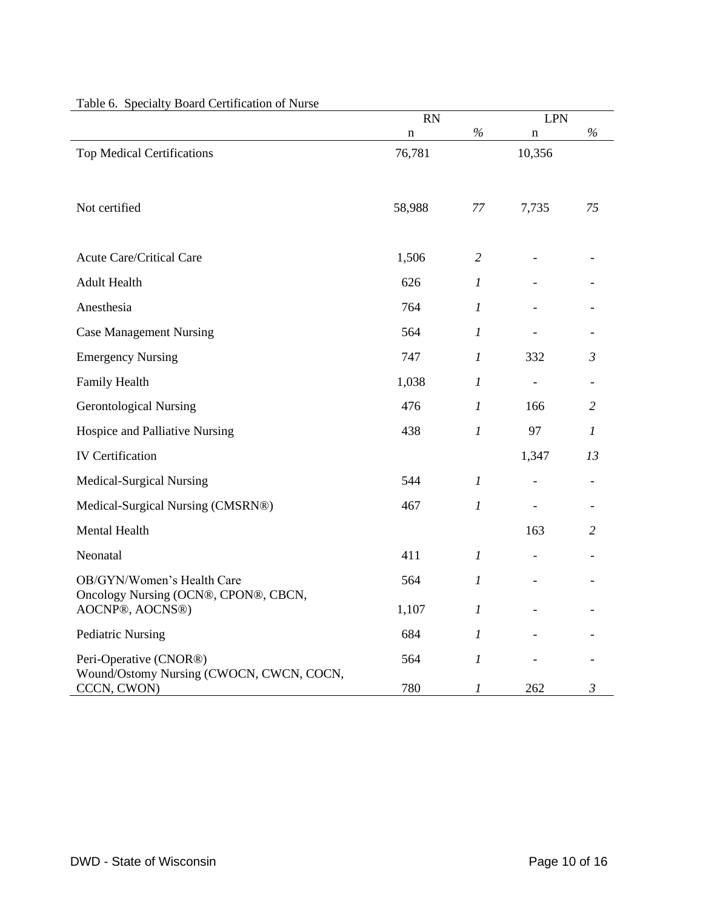Table 6. Specialty Board Certification of Nurse

| | RN | | LPN | |
|---|---|---|---|---|
| | n | % | n | % |
| Top Medical Certifications | 76,781 | | 10,356 | |
| Not certified | 58,988 | *77* | 7,735 | *75* |
| Acute Care/Critical Care | 1,506 | *2* | - | - |
| Adult Health | 626 | *1* | - | - |
| Anesthesia | 764 | *1* | - | - |
| Case Management Nursing | 564 | *1* | - | - |
| Emergency Nursing | 747 | *1* | 332 | *3* |
| Family Health | 1,038 | *1* | - | - |
| Gerontological Nursing | 476 | *1* | 166 | *2* |
| Hospice and Palliative Nursing | 438 | *1* | 97 | *1* |
| IV Certification | | | 1,347 | *13* |
| Medical-Surgical Nursing | 544 | *1* | - | - |
| Medical-Surgical Nursing (CMSRN®) | 467 | *1* | - | - |
| Mental Health | | | 163 | *2* |
| Neonatal | 411 | *1* | - | - |
| OB/GYN/Women's Health Care | 564 | *1* | - | - |
| Oncology Nursing (OCN®, CPON®, CBCN, AOCNP®, AOCNS®) | 1,107 | *1* | - | - |
| Pediatric Nursing | 684 | *1* | - | - |
| Peri-Operative (CNOR®) | 564 | *1* | - | - |
| Wound/Ostomy Nursing (CWOCN, CWCN, COCN, CCCN, CWON) | 780 | *1* | 262 | *3* |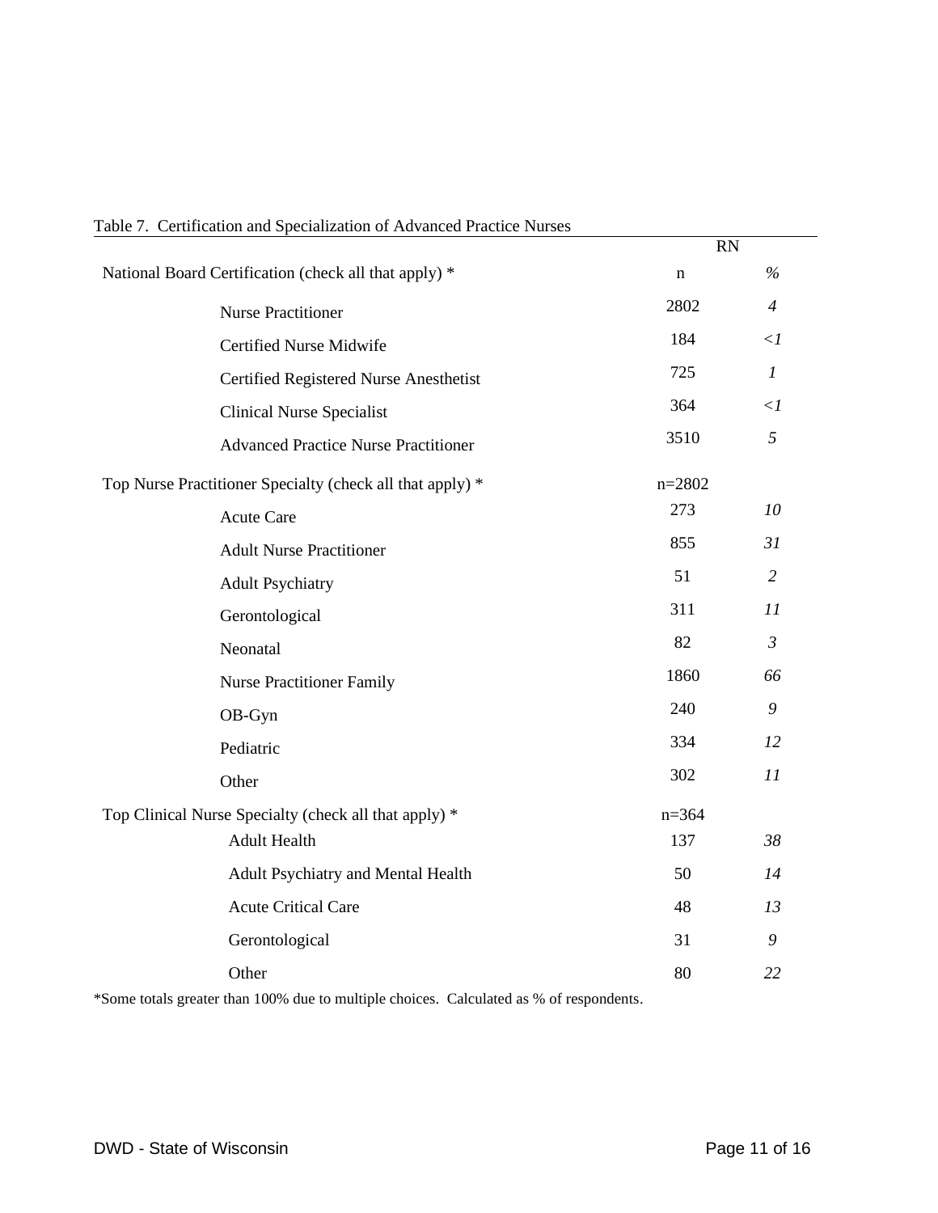Table 7. Certification and Specialization of Advanced Practice Nurses

| | RN | |
|---|---|---|
| National Board Certification (check all that apply) * | n | *%* |
| Nurse Practitioner | 2802 | *4* |
| Certified Nurse Midwife | 184 | *<1* |
| Certified Registered Nurse Anesthetist | 725 | *1* |
| Clinical Nurse Specialist | 364 | *<1* |
| Advanced Practice Nurse Practitioner | 3510 | *5* |
| Top Nurse Practitioner Specialty (check all that apply) * | n=2802 | |
| Acute Care | 273 | *10* |
| Adult Nurse Practitioner | 855 | *31* |
| Adult Psychiatry | 51 | *2* |
| Gerontological | 311 | *11* |
| Neonatal | 82 | *3* |
| Nurse Practitioner Family | 1860 | *66* |
| OB-Gyn | 240 | *9* |
| Pediatric | 334 | *12* |
| Other | 302 | *11* |
| Top Clinical Nurse Specialty (check all that apply) * | n=364 | |
| Adult Health | 137 | *38* |
| Adult Psychiatry and Mental Health | 50 | *14* |
| Acute Critical Care | 48 | *13* |
| Gerontological | 31 | *9* |
| Other | 80 | *22* |

*Some totals greater than 100% due to multiple choices. Calculated as % of respondents.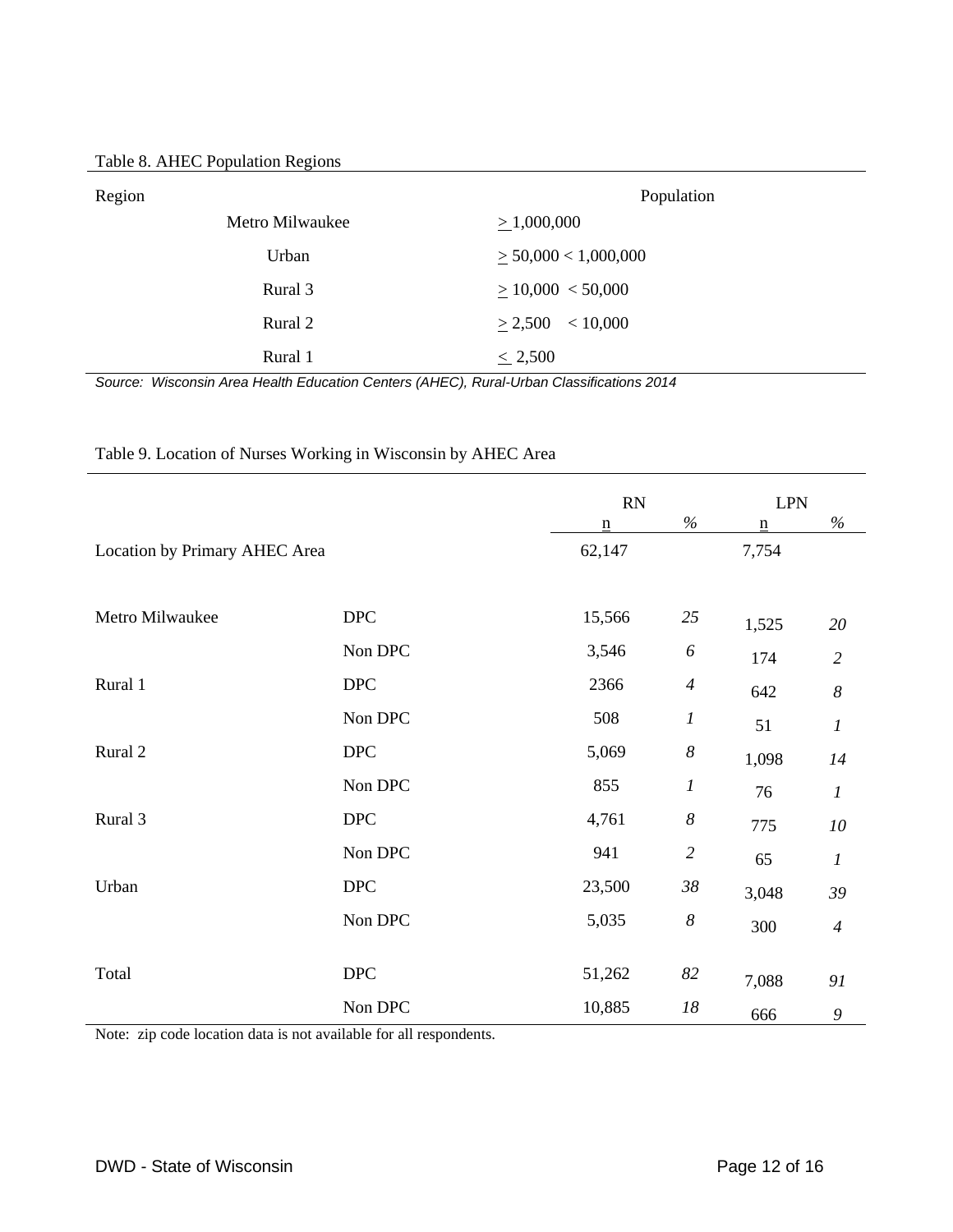Table 8. AHEC Population Regions

| Region | Population |
|---|---|
| Metro Milwaukee | ≥ 1,000,000 |
| Urban | ≥ 50,000 < 1,000,000 |
| Rural 3 | ≥ 10,000 < 50,000 |
| Rural 2 | ≥ 2,500 < 10,000 |
| Rural 1 | ≤ 2,500 |

*Source: Wisconsin Area Health Education Centers (AHEC), Rural-Urban Classifications 2014*

Table 9. Location of Nurses Working in Wisconsin by AHEC Area

| | | RN | | LPN | |
|---|---|---|---|---|---|
| | | n | % | n | % |
| Location by Primary AHEC Area | | 62,147 | | 7,754 | |
| Metro Milwaukee | DPC | 15,566 | *25* | 1,525 | *20* |
| | Non DPC | 3,546 | *6* | 174 | *2* |
| Rural 1 | DPC | 2366 | *4* | 642 | *8* |
| | Non DPC | 508 | *1* | 51 | *1* |
| Rural 2 | DPC | 5,069 | *8* | 1,098 | *14* |
| | Non DPC | 855 | *1* | 76 | *1* |
| Rural 3 | DPC | 4,761 | *8* | 775 | *10* |
| | Non DPC | 941 | *2* | 65 | *1* |
| Urban | DPC | 23,500 | *38* | 3,048 | *39* |
| | Non DPC | 5,035 | *8* | 300 | *4* |
| Total | DPC | 51,262 | *82* | 7,088 | *91* |
| | Non DPC | 10,885 | *18* | 666 | *9* |

Note: zip code location data is not available for all respondents.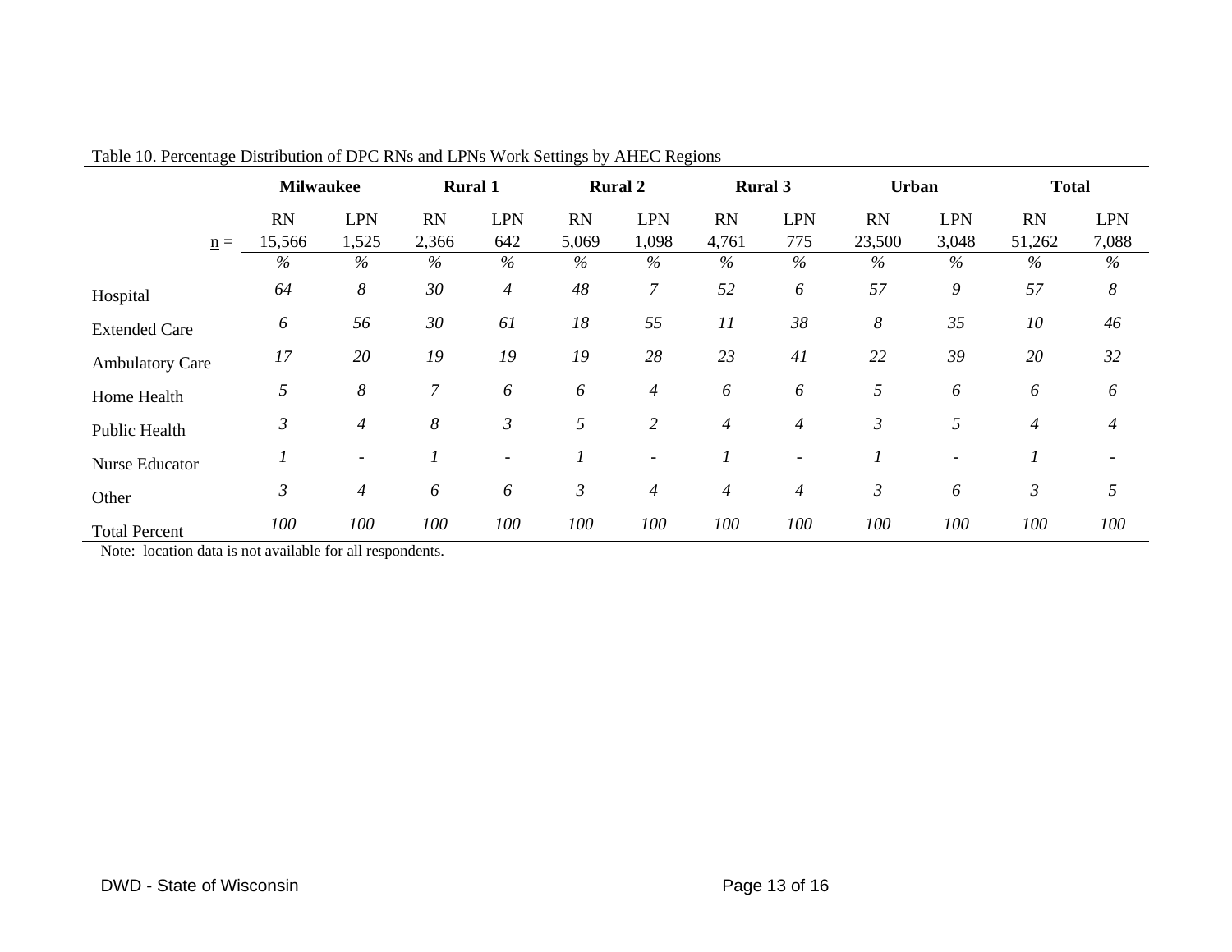Table 10. Percentage Distribution of DPC RNs and LPNs Work Settings by AHEC Regions

| | **Milwaukee** | | **Rural 1** | | **Rural 2** | | **Rural 3** | | **Urban** | | **Total** | |
|---|---|---|---|---|---|---|---|---|---|---|---|---|
| | RN | LPN | RN | LPN | RN | LPN | RN | LPN | RN | LPN | RN | LPN |
| n = | 15,566 | 1,525 | 2,366 | 642 | 5,069 | 1,098 | 4,761 | 775 | 23,500 | 3,048 | 51,262 | 7,088 |
| | *%* | *%* | *%* | *%* | *%* | *%* | *%* | *%* | *%* | *%* | *%* | *%* |
| Hospital | *64* | *8* | *30* | *4* | *48* | *7* | *52* | *6* | *57* | *9* | *57* | *8* |
| Extended Care | *6* | *56* | *30* | *61* | *18* | *55* | *11* | *38* | *8* | *35* | *10* | *46* |
| Ambulatory Care | *17* | *20* | *19* | *19* | *19* | *28* | *23* | *41* | *22* | *39* | *20* | *32* |
| Home Health | *5* | *8* | *7* | *6* | *6* | *4* | *6* | *6* | *5* | *6* | *6* | *6* |
| Public Health | *3* | *4* | *8* | *3* | *5* | *2* | *4* | *4* | *3* | *5* | *4* | *4* |
| Nurse Educator | *1* | - | *1* | - | *1* | - | *1* | - | *1* | - | *1* | - |
| Other | *3* | *4* | *6* | *6* | *3* | *4* | *4* | *4* | *3* | *6* | *3* | *5* |
| Total Percent | *100* | *100* | *100* | *100* | *100* | *100* | *100* | *100* | *100* | *100* | *100* | *100* |

Note: location data is not available for all respondents.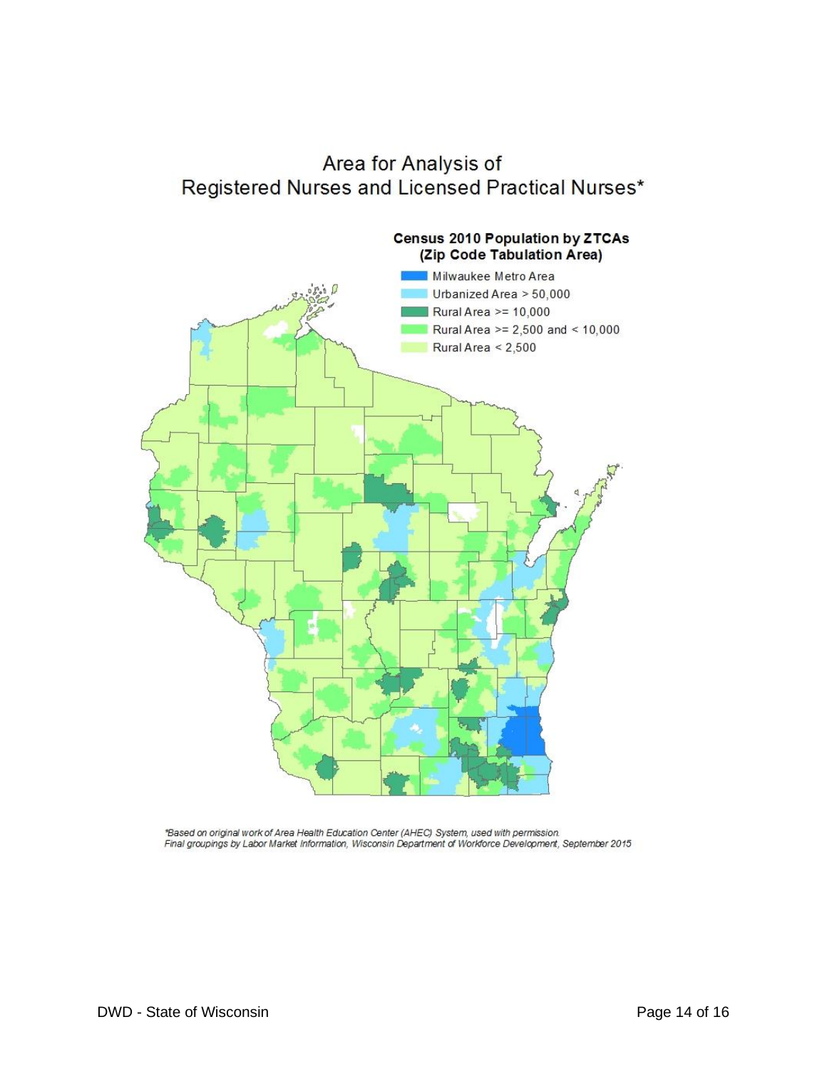# Area for Analysis of Registered Nurses and Licensed Practical Nurses*

**Census 2010 Population by ZTCAs (Zip Code Tabulation Area)**

- Milwaukee Metro Area
- Urbanized Area > 50,000
- Rural Area >= 10,000
- Rural Area >= 2,500 and < 10,000
- Rural Area < 2,500

*Based on original work of Area Health Education Center (AHEC) System, used with permission.
Final groupings by Labor Market Information, Wisconsin Department of Workforce Development, September 2015*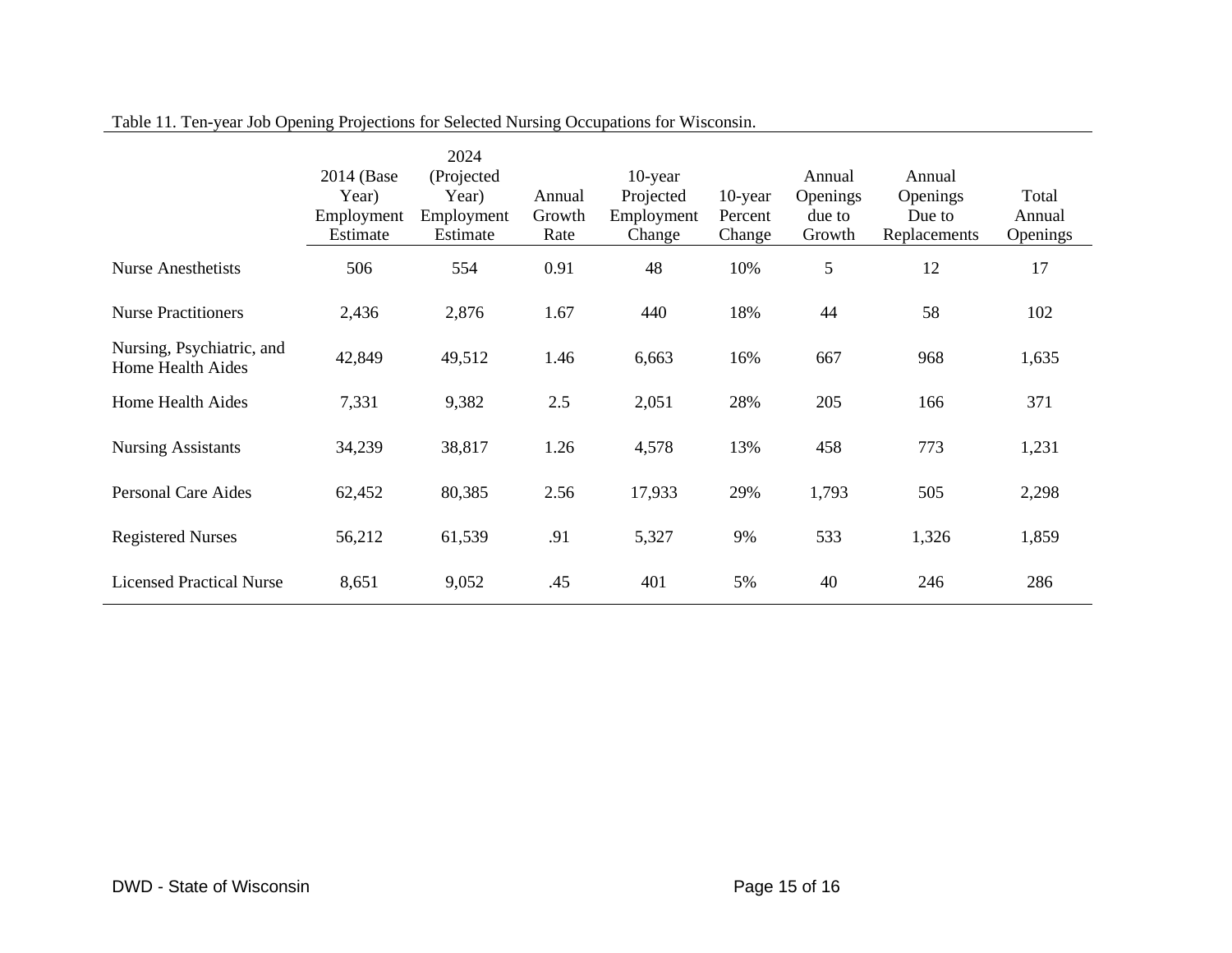Table 11. Ten-year Job Opening Projections for Selected Nursing Occupations for Wisconsin.

| | 2014 (Base Year) Employment Estimate | 2024 (Projected Year) Employment Estimate | Annual Growth Rate | 10-year Projected Employment Change | 10-year Percent Change | Annual Openings due to Growth | Annual Openings Due to Replacements | Total Annual Openings |
|---|---|---|---|---|---|---|---|---|
| Nurse Anesthetists | 506 | 554 | 0.91 | 48 | 10% | 5 | 12 | 17 |
| Nurse Practitioners | 2,436 | 2,876 | 1.67 | 440 | 18% | 44 | 58 | 102 |
| Nursing, Psychiatric, and Home Health Aides | 42,849 | 49,512 | 1.46 | 6,663 | 16% | 667 | 968 | 1,635 |
| Home Health Aides | 7,331 | 9,382 | 2.5 | 2,051 | 28% | 205 | 166 | 371 |
| Nursing Assistants | 34,239 | 38,817 | 1.26 | 4,578 | 13% | 458 | 773 | 1,231 |
| Personal Care Aides | 62,452 | 80,385 | 2.56 | 17,933 | 29% | 1,793 | 505 | 2,298 |
| Registered Nurses | 56,212 | 61,539 | .91 | 5,327 | 9% | 533 | 1,326 | 1,859 |
| Licensed Practical Nurse | 8,651 | 9,052 | .45 | 401 | 5% | 40 | 246 | 286 |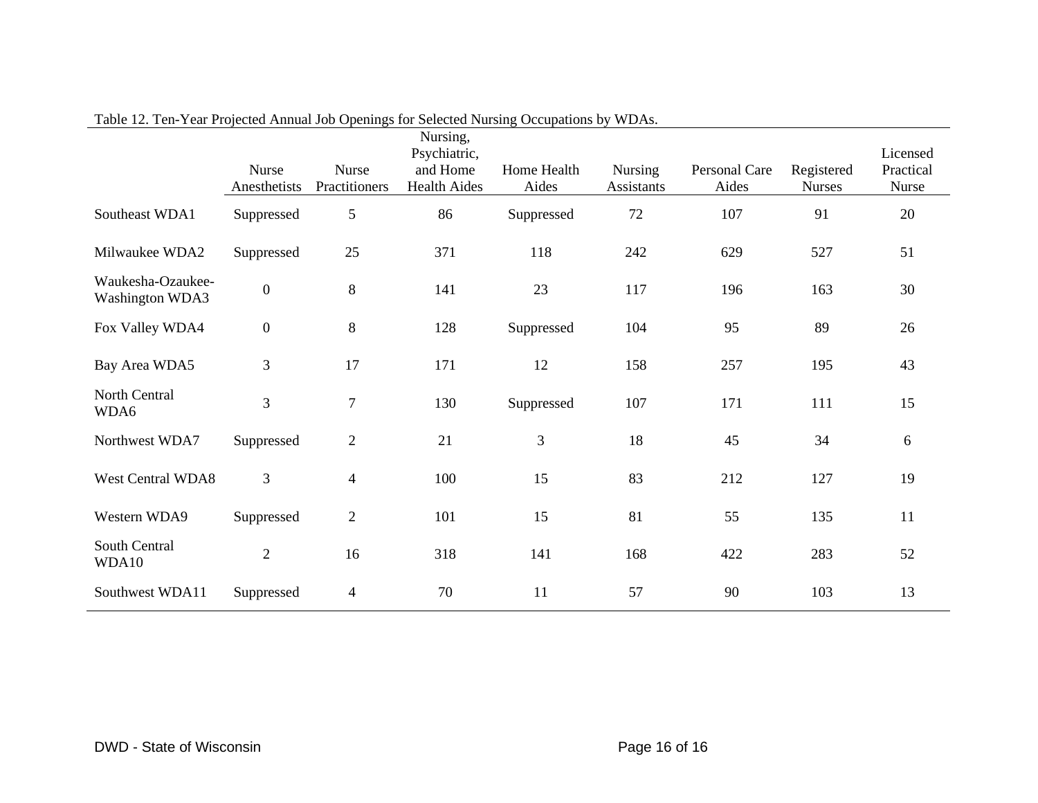Table 12. Ten-Year Projected Annual Job Openings for Selected Nursing Occupations by WDAs.

| | Nurse Anesthetists | Nurse Practitioners | Nursing, Psychiatric, and Home Health Aides | Home Health Aides | Nursing Assistants | Personal Care Aides | Registered Nurses | Licensed Practical Nurse |
|---|---|---|---|---|---|---|---|---|
| Southeast WDA1 | Suppressed | 5 | 86 | Suppressed | 72 | 107 | 91 | 20 |
| Milwaukee WDA2 | Suppressed | 25 | 371 | 118 | 242 | 629 | 527 | 51 |
| Waukesha-Ozaukee-Washington WDA3 | 0 | 8 | 141 | 23 | 117 | 196 | 163 | 30 |
| Fox Valley WDA4 | 0 | 8 | 128 | Suppressed | 104 | 95 | 89 | 26 |
| Bay Area WDA5 | 3 | 17 | 171 | 12 | 158 | 257 | 195 | 43 |
| North Central WDA6 | 3 | 7 | 130 | Suppressed | 107 | 171 | 111 | 15 |
| Northwest WDA7 | Suppressed | 2 | 21 | 3 | 18 | 45 | 34 | 6 |
| West Central WDA8 | 3 | 4 | 100 | 15 | 83 | 212 | 127 | 19 |
| Western WDA9 | Suppressed | 2 | 101 | 15 | 81 | 55 | 135 | 11 |
| South Central WDA10 | 2 | 16 | 318 | 141 | 168 | 422 | 283 | 52 |
| Southwest WDA11 | Suppressed | 4 | 70 | 11 | 57 | 90 | 103 | 13 |